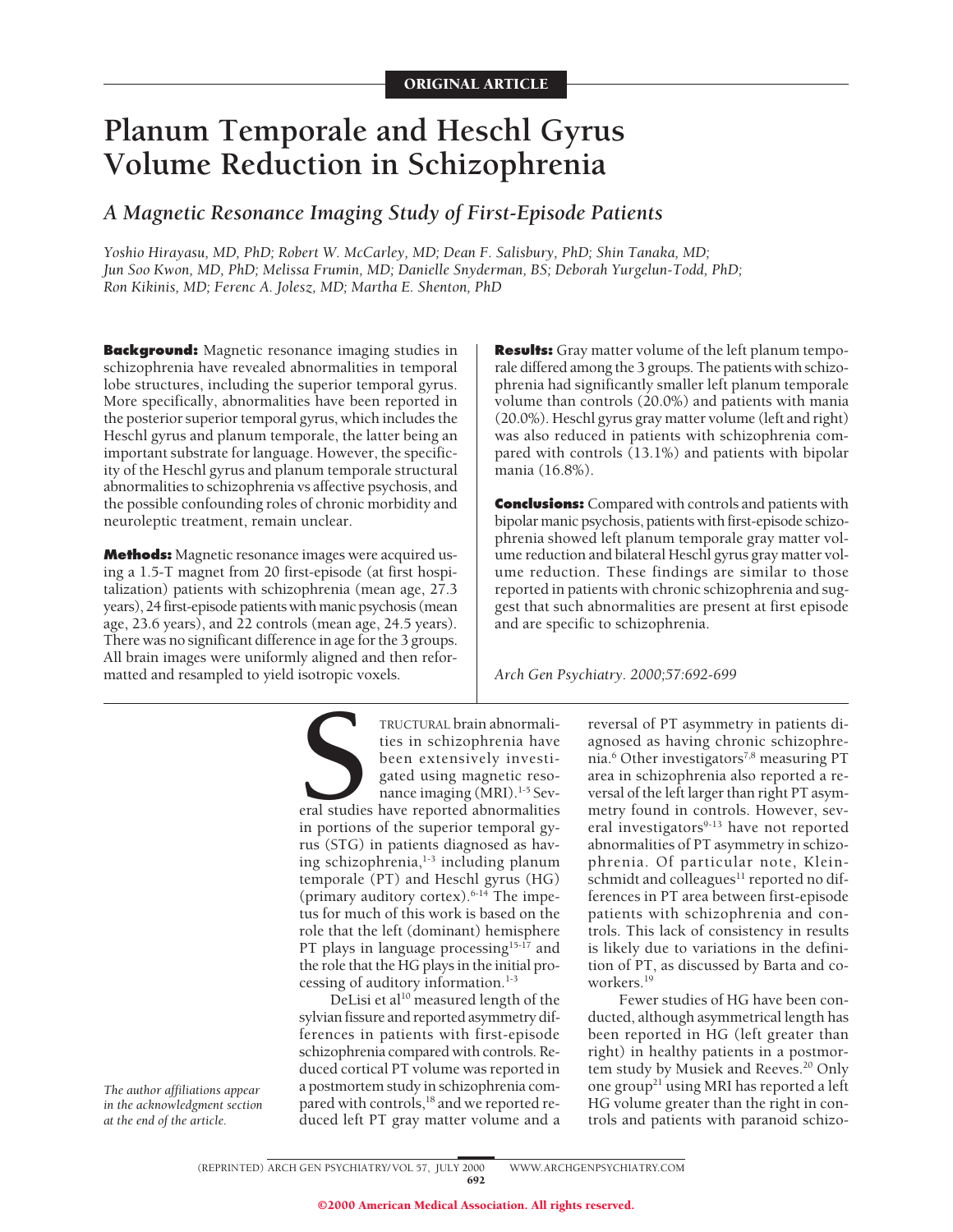ORIGINAL ARTICLE

# Planum Temporale and Heschl Gyrus Volume Reduction in Schizophrenia

## *A Magnetic Resonance Imaging Study of First-Episode Patients*

*Yoshio Hirayasu, MD, PhD; Robert W. McCarley, MD; Dean F. Salisbury, PhD; Shin Tanaka, MD; Jun Soo Kwon, MD, PhD; Melissa Frumin, MD; Danielle Snyderman, BS; Deborah Yurgelun-Todd, PhD; Ron Kikinis, MD; Ferenc A. Jolesz, MD; Martha E. Shenton, PhD*

**Background:** Magnetic resonance imaging studies in schizophrenia have revealed abnormalities in temporal lobe structures, including the superior temporal gyrus. More specifically, abnormalities have been reported in the posterior superior temporal gyrus, which includes the Heschl gyrus and planum temporale, the latter being an important substrate for language. However, the specificity of the Heschl gyrus and planum temporale structural abnormalities to schizophrenia vs affective psychosis, and the possible confounding roles of chronic morbidity and neuroleptic treatment, remain unclear.

**Methods:** Magnetic resonance images were acquired using a 1.5-T magnet from 20 first-episode (at first hospitalization) patients with schizophrenia (mean age, 27.3 years), 24 first-episode patients with manic psychosis (mean age, 23.6 years), and 22 controls (mean age, 24.5 years). There was no significant difference in age for the 3 groups. All brain images were uniformly aligned and then reformatted and resampled to yield isotropic voxels.

**Results:** Gray matter volume of the left planum temporale differed among the 3 groups. The patients with schizophrenia had significantly smaller left planum temporale volume than controls (20.0%) and patients with mania (20.0%). Heschl gyrus gray matter volume (left and right) was also reduced in patients with schizophrenia compared with controls (13.1%) and patients with bipolar mania (16.8%).

**Conclusions:** Compared with controls and patients with bipolar manic psychosis, patients with first-episode schizophrenia showed left planum temporale gray matter volume reduction and bilateral Heschl gyrus gray matter volume reduction. These findings are similar to those reported in patients with chronic schizophrenia and suggest that such abnormalities are present at first episode and are specific to schizophrenia.

*Arch Gen Psychiatry. 2000;57:692-699*

*The author affiliations appear in the acknowledgment section at the end of the article.*

STRUCTURAL brain abnormalities in schizophrenia have been extensively investigated using magnetic resonance imaging (MRI).[1-5] Several studies have reported abnormalities in portions of the superior temporal gyrus (STG) in patients diagnosed as having schizophrenia,[1-3] including planum temporale (PT) and Heschl gyrus (HG) (primary auditory cortex).[6-14] The impetus for much of this work is based on the role that the left (dominant) hemisphere PT plays in language processing[15-17] and the role that the HG plays in the initial processing of auditory information.[1-3]

DeLisi et al[10] measured length of the sylvian fissure and reported asymmetry differences in patients with first-episode schizophrenia compared with controls. Reduced cortical PT volume was reported in a postmortem study in schizophrenia compared with controls,[18] and we reported reduced left PT gray matter volume and a reversal of PT asymmetry in patients diagnosed as having chronic schizophrenia.[6] Other investigators[7,8] measuring PT area in schizophrenia also reported a reversal of the left larger than right PT asymmetry found in controls. However, several investigators[9-13] have not reported abnormalities of PT asymmetry in schizophrenia. Of particular note, Kleinschmidt and colleagues[11] reported no differences in PT area between first-episode patients with schizophrenia and controls. This lack of consistency in results is likely due to variations in the definition of PT, as discussed by Barta and coworkers.[19]

Fewer studies of HG have been conducted, although asymmetrical length has been reported in HG (left greater than right) in healthy patients in a postmortem study by Musiek and Reeves.[20] Only one group[21] using MRI has reported a left HG volume greater than the right in controls and patients with paranoid schizo-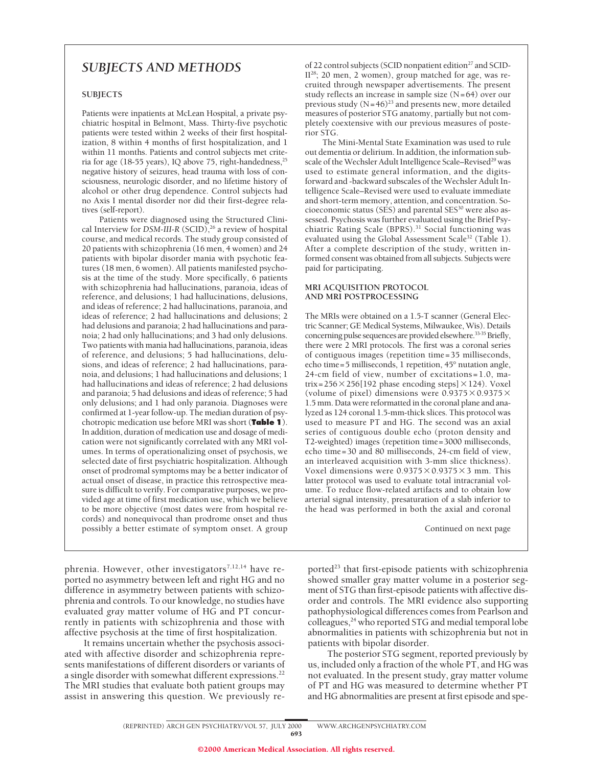phrenia. However, other investigators[7,12,14] have reported no asymmetry between left and right HG and no difference in asymmetry between patients with schizophrenia and controls. To our knowledge, no studies have evaluated *gray* matter volume of HG and PT concurrently in patients with schizophrenia and those with affective psychosis at the time of first hospitalization.

It remains uncertain whether the psychosis associated with affective disorder and schizophrenia represents manifestations of different disorders or variants of a single disorder with somewhat different expressions.[22] The MRI studies that evaluate both patient groups may assist in answering this question. We previously reported[23] that first-episode patients with schizophrenia showed smaller gray matter volume in a posterior segment of STG than first-episode patients with affective disorder and controls. The MRI evidence also supporting pathophysiological differences comes from Pearlson and colleagues,[24] who reported STG and medial temporal lobe abnormalities in patients with schizophrenia but not in patients with bipolar disorder.

The posterior STG segment, reported previously by us, included only a fraction of the whole PT, and HG was not evaluated. In the present study, gray matter volume of PT and HG was measured to determine whether PT and HG abnormalities are present at first episode and spe-

## SUBJECTS AND METHODS

### SUBJECTS

Patients were inpatients at McLean Hospital, a private psychiatric hospital in Belmont, Mass. Thirty-five psychotic patients were tested within 2 weeks of their first hospitalization, 8 within 4 months of first hospitalization, and 1 within 11 months. Patients and control subjects met criteria for age (18-55 years), IQ above 75, right-handedness,[25] negative history of seizures, head trauma with loss of consciousness, neurologic disorder, and no lifetime history of alcohol or other drug dependence. Control subjects had no Axis I mental disorder nor did their first-degree relatives (self-report).

Patients were diagnosed using the Structured Clinical Interview for *DSM-III-R* (SCID),[26] a review of hospital course, and medical records. The study group consisted of 20 patients with schizophrenia (16 men, 4 women) and 24 patients with bipolar disorder mania with psychotic features (18 men, 6 women). All patients manifested psychosis at the time of the study. More specifically, 6 patients with schizophrenia had hallucinations, paranoia, ideas of reference, and delusions; 1 had hallucinations, delusions, and ideas of reference; 2 had hallucinations, paranoia, and ideas of reference; 2 had hallucinations and delusions; 2 had delusions and paranoia; 2 had hallucinations and paranoia; 2 had only hallucinations; and 3 had only delusions. Two patients with mania had hallucinations, paranoia, ideas of reference, and delusions; 5 had hallucinations, delusions, and ideas of reference; 2 had hallucinations, paranoia, and delusions; 1 had hallucinations and delusions; 1 had hallucinations and ideas of reference; 2 had delusions and paranoia; 5 had delusions and ideas of reference; 5 had only delusions; and 1 had only paranoia. Diagnoses were confirmed at 1-year follow-up. The median duration of psychotropic medication use before MRI was short (**Table 1**). In addition, duration of medication use and dosage of medication were not significantly correlated with any MRI volumes. In terms of operationalizing onset of psychosis, we selected date of first psychiatric hospitalization. Although onset of prodromal symptoms may be a better indicator of actual onset of disease, in practice this retrospective measure is difficult to verify. For comparative purposes, we provided age at time of first medication use, which we believe to be more objective (most dates were from hospital records) and nonequivocal than prodrome onset and thus possibly a better estimate of symptom onset. A group of 22 control subjects (SCID nonpatient edition[27] and SCID-II[28]; 20 men, 2 women), group matched for age, was recruited through newspaper advertisements. The present study reflects an increase in sample size (N=64) over our previous study (N=46)[23] and presents new, more detailed measures of posterior STG anatomy, partially but not completely coextensive with our previous measures of posterior STG.

The Mini-Mental State Examination was used to rule out dementia or delirium. In addition, the information subscale of the Wechsler Adult Intelligence Scale–Revised[29] was used to estimate general information, and the digits-forward and -backward subscales of the Wechsler Adult Intelligence Scale–Revised were used to evaluate immediate and short-term memory, attention, and concentration. Socioeconomic status (SES) and parental SES[30] were also assessed. Psychosis was further evaluated using the Brief Psychiatric Rating Scale (BPRS).[31] Social functioning was evaluated using the Global Assessment Scale[32] (Table 1). After a complete description of the study, written informed consent was obtained from all subjects. Subjects were paid for participating.

### MRI ACQUISITION PROTOCOL AND MRI POSTPROCESSING

The MRIs were obtained on a 1.5-T scanner (General Electric Scanner; GE Medical Systems, Milwaukee, Wis). Details concerning pulse sequences are provided elsewhere.[33-35] Briefly, there were 2 MRI protocols. The first was a coronal series of contiguous images (repetition time=35 milliseconds, echo time=5 milliseconds, 1 repetition, 45° nutation angle, 24-cm field of view, number of excitations=1.0, matrix=256×256[192 phase encoding steps]×124). Voxel (volume of pixel) dimensions were 0.9375×0.9375×1.5 mm. Data were reformatted in the coronal plane and analyzed as 124 coronal 1.5-mm-thick slices. This protocol was used to measure PT and HG. The second was an axial series of contiguous double echo (proton density and T2-weighted) images (repetition time=3000 milliseconds, echo time=30 and 80 milliseconds, 24-cm field of view, an interleaved acquisition with 3-mm slice thickness). Voxel dimensions were 0.9375×0.9375×3 mm. This latter protocol was used to evaluate total intracranial volume. To reduce flow-related artifacts and to obtain low arterial signal intensity, presaturation of a slab inferior to the head was performed in both the axial and coronal

Continued on next page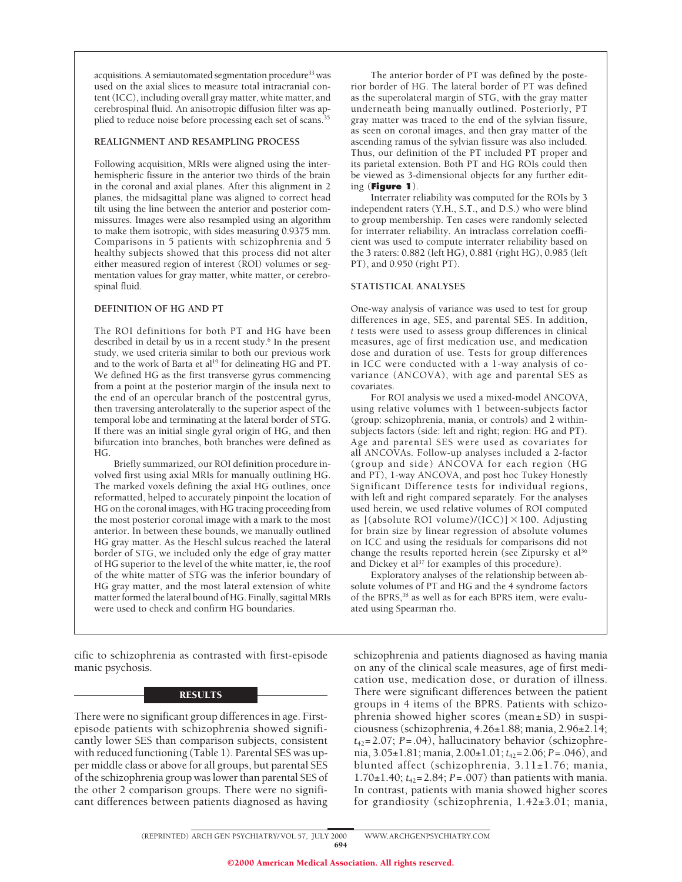acquisitions. A semiautomated segmentation procedure[33] was used on the axial slices to measure total intracranial content (ICC), including overall gray matter, white matter, and cerebrospinal fluid. An anisotropic diffusion filter was applied to reduce noise before processing each set of scans.[35]

### REALIGNMENT AND RESAMPLING PROCESS

Following acquisition, MRIs were aligned using the interhemispheric fissure in the anterior two thirds of the brain in the coronal and axial planes. After this alignment in 2 planes, the midsagittal plane was aligned to correct head tilt using the line between the anterior and posterior commissures. Images were also resampled using an algorithm to make them isotropic, with sides measuring 0.9375 mm. Comparisons in 5 patients with schizophrenia and 5 healthy subjects showed that this process did not alter either measured region of interest (ROI) volumes or segmentation values for gray matter, white matter, or cerebrospinal fluid.

### DEFINITION OF HG AND PT

The ROI definitions for both PT and HG have been described in detail by us in a recent study.[6] In the present study, we used criteria similar to both our previous work and to the work of Barta et al[19] for delineating HG and PT. We defined HG as the first transverse gyrus commencing from a point at the posterior margin of the insula next to the end of an opercular branch of the postcentral gyrus, then traversing anterolaterally to the superior aspect of the temporal lobe and terminating at the lateral border of STG. If there was an initial single gyral origin of HG, and then bifurcation into branches, both branches were defined as HG.

Briefly summarized, our ROI definition procedure involved first using axial MRIs for manually outlining HG. The marked voxels defining the axial HG outlines, once reformatted, helped to accurately pinpoint the location of HG on the coronal images, with HG tracing proceeding from the most posterior coronal image with a mark to the most anterior. In between these bounds, we manually outlined HG gray matter. As the Heschl sulcus reached the lateral border of STG, we included only the edge of gray matter of HG superior to the level of the white matter, ie, the roof of the white matter of STG was the inferior boundary of HG gray matter, and the most lateral extension of white matter formed the lateral bound of HG. Finally, sagittal MRIs were used to check and confirm HG boundaries.

The anterior border of PT was defined by the posterior border of HG. The lateral border of PT was defined as the superolateral margin of STG, with the gray matter underneath being manually outlined. Posteriorly, PT gray matter was traced to the end of the sylvian fissure, as seen on coronal images, and then gray matter of the ascending ramus of the sylvian fissure was also included. Thus, our definition of the PT included PT proper and its parietal extension. Both PT and HG ROIs could then be viewed as 3-dimensional objects for any further editing (**Figure 1**).

Interrater reliability was computed for the ROIs by 3 independent raters (Y.H., S.T., and D.S.) who were blind to group membership. Ten cases were randomly selected for interrater reliability. An intraclass correlation coefficient was used to compute interrater reliability based on the 3 raters: 0.882 (left HG), 0.881 (right HG), 0.985 (left PT), and 0.950 (right PT).

### STATISTICAL ANALYSES

One-way analysis of variance was used to test for group differences in age, SES, and parental SES. In addition, *t* tests were used to assess group differences in clinical measures, age of first medication use, and medication dose and duration of use. Tests for group differences in ICC were conducted with a 1-way analysis of covariance (ANCOVA), with age and parental SES as covariates.

For ROI analysis we used a mixed-model ANCOVA, using relative volumes with 1 between-subjects factor (group: schizophrenia, mania, or controls) and 2 within-subjects factors (side: left and right; region: HG and PT). Age and parental SES were used as covariates for all ANCOVAs. Follow-up analyses included a 2-factor (group and side) ANCOVA for each region (HG and PT), 1-way ANCOVA, and post hoc Tukey Honestly Significant Difference tests for individual regions, with left and right compared separately. For the analyses used herein, we used relative volumes of ROI computed as $[(\text{absolute ROI volume})/(\text{ICC})] \times 100$. Adjusting for brain size by linear regression of absolute volumes on ICC and using the residuals for comparisons did not change the results reported herein (see Zipursky et al[36] and Dickey et al[37] for examples of this procedure).

Exploratory analyses of the relationship between absolute volumes of PT and HG and the 4 syndrome factors of the BPRS,[38] as well as for each BPRS item, were evaluated using Spearman rho.

cific to schizophrenia as contrasted with first-episode manic psychosis.

## RESULTS

There were no significant group differences in age. First-episode patients with schizophrenia showed significantly lower SES than comparison subjects, consistent with reduced functioning (Table 1). Parental SES was upper middle class or above for all groups, but parental SES of the schizophrenia group was lower than parental SES of the other 2 comparison groups. There were no significant differences between patients diagnosed as having schizophrenia and patients diagnosed as having mania on any of the clinical scale measures, age of first medication use, medication dose, or duration of illness. There were significant differences between the patient groups in 4 items of the BPRS. Patients with schizophrenia showed higher scores (mean±SD) in suspiciousness (schizophrenia, 4.26±1.88; mania, 2.96±2.14; $t_{42}=2.07$; $P=.04$), hallucinatory behavior (schizophrenia, 3.05±1.81; mania, 2.00±1.01; $t_{42}=2.06$; $P=.046$), and blunted affect (schizophrenia, 3.11±1.76; mania, 1.70±1.40; $t_{42}=2.84$; $P=.007$) than patients with mania. In contrast, patients with mania showed higher scores for grandiosity (schizophrenia, 1.42±3.01; mania,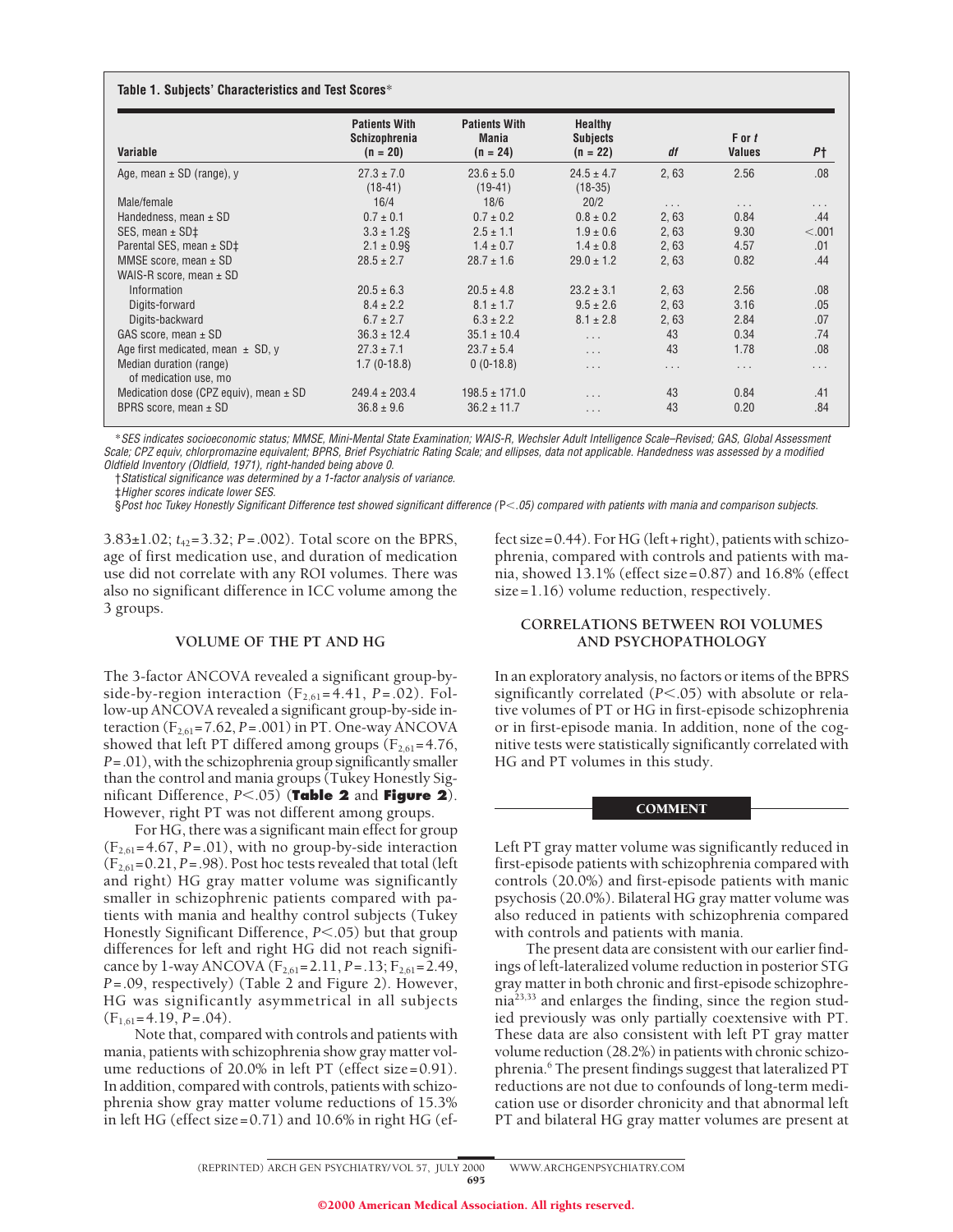**Table 1. Subjects' Characteristics and Test Scores***

| Variable | Patients With Schizophrenia (n = 20) | Patients With Mania (n = 24) | Healthy Subjects (n = 22) | df | F or t Values | P† |
|---|---|---|---|---|---|---|
| Age, mean ± SD (range), y | 27.3 ± 7.0 (18-41) | 23.6 ± 5.0 (19-41) | 24.5 ± 4.7 (18-35) | 2, 63 | 2.56 | .08 |
| Male/female | 16/4 | 18/6 | 20/2 | ... | ... | ... |
| Handedness, mean ± SD | 0.7 ± 0.1 | 0.7 ± 0.2 | 0.8 ± 0.2 | 2, 63 | 0.84 | .44 |
| SES, mean ± SD‡ | 3.3 ± 1.2§ | 2.5 ± 1.1 | 1.9 ± 0.6 | 2, 63 | 9.30 | <.001 |
| Parental SES, mean ± SD‡ | 2.1 ± 0.9§ | 1.4 ± 0.7 | 1.4 ± 0.8 | 2, 63 | 4.57 | .01 |
| MMSE score, mean ± SD | 28.5 ± 2.7 | 28.7 ± 1.6 | 29.0 ± 1.2 | 2, 63 | 0.82 | .44 |
| WAIS-R score, mean ± SD | | | | | | |
| Information | 20.5 ± 6.3 | 20.5 ± 4.8 | 23.2 ± 3.1 | 2, 63 | 2.56 | .08 |
| Digits-forward | 8.4 ± 2.2 | 8.1 ± 1.7 | 9.5 ± 2.6 | 2, 63 | 3.16 | .05 |
| Digits-backward | 6.7 ± 2.7 | 6.3 ± 2.2 | 8.1 ± 2.8 | 2, 63 | 2.84 | .07 |
| GAS score, mean ± SD | 36.3 ± 12.4 | 35.1 ± 10.4 | ... | 43 | 0.34 | .74 |
| Age first medicated, mean ± SD, y | 27.3 ± 7.1 | 23.7 ± 5.4 | ... | 43 | 1.78 | .08 |
| Median duration (range) of medication use, mo | 1.7 (0-18.8) | 0 (0-18.8) | ... | ... | ... | ... |
| Medication dose (CPZ equiv), mean ± SD | 249.4 ± 203.4 | 198.5 ± 171.0 | ... | 43 | 0.84 | .41 |
| BPRS score, mean ± SD | 36.8 ± 9.6 | 36.2 ± 11.7 | ... | 43 | 0.20 | .84 |

*SES indicates socioeconomic status; MMSE, Mini-Mental State Examination; WAIS-R, Wechsler Adult Intelligence Scale–Revised; GAS, Global Assessment Scale; CPZ equiv, chlorpromazine equivalent; BPRS, Brief Psychiatric Rating Scale; and ellipses, data not applicable. Handedness was assessed by a modified Oldfield Inventory (Oldfield, 1971), right-handed being above 0.

†Statistical significance was determined by a 1-factor analysis of variance.

‡Higher scores indicate lower SES.

§Post hoc Tukey Honestly Significant Difference test showed significant difference ($P<.05$) compared with patients with mania and comparison subjects.

3.83±1.02; $t_{42}$=3.32; $P$=.002). Total score on the BPRS, age of first medication use, and duration of medication use did not correlate with any ROI volumes. There was also no significant difference in ICC volume among the 3 groups.

## VOLUME OF THE PT AND HG

The 3-factor ANCOVA revealed a significant group-by-side-by-region interaction ($F_{2,61}$=4.41, $P$=.02). Follow-up ANCOVA revealed a significant group-by-side interaction ($F_{2,61}$=7.62, $P$=.001) in PT. One-way ANCOVA showed that left PT differed among groups ($F_{2,61}$=4.76, $P$=.01), with the schizophrenia group significantly smaller than the control and mania groups (Tukey Honestly Significant Difference, $P<.05$) (**Table 2** and **Figure 2**). However, right PT was not different among groups.

For HG, there was a significant main effect for group ($F_{2,61}$=4.67, $P$=.01), with no group-by-side interaction ($F_{2,61}$=0.21, $P$=.98). Post hoc tests revealed that total (left and right) HG gray matter volume was significantly smaller in schizophrenic patients compared with patients with mania and healthy control subjects (Tukey Honestly Significant Difference, $P<.05$) but that group differences for left and right HG did not reach significance by 1-way ANCOVA ($F_{2,61}$=2.11, $P$=.13; $F_{2,61}$=2.49, $P$=.09, respectively) (Table 2 and Figure 2). However, HG was significantly asymmetrical in all subjects ($F_{1,61}$=4.19, $P$=.04).

Note that, compared with controls and patients with mania, patients with schizophrenia show gray matter volume reductions of 20.0% in left PT (effect size=0.91). In addition, compared with controls, patients with schizophrenia show gray matter volume reductions of 15.3% in left HG (effect size=0.71) and 10.6% in right HG (effect size=0.44). For HG (left+right), patients with schizophrenia, compared with controls and patients with mania, showed 13.1% (effect size=0.87) and 16.8% (effect size=1.16) volume reduction, respectively.

## CORRELATIONS BETWEEN ROI VOLUMES AND PSYCHOPATHOLOGY

In an exploratory analysis, no factors or items of the BPRS significantly correlated ($P<.05$) with absolute or relative volumes of PT or HG in first-episode schizophrenia or in first-episode mania. In addition, none of the cognitive tests were statistically significantly correlated with HG and PT volumes in this study.

# COMMENT

Left PT gray matter volume was significantly reduced in first-episode patients with schizophrenia compared with controls (20.0%) and first-episode patients with manic psychosis (20.0%). Bilateral HG gray matter volume was also reduced in patients with schizophrenia compared with controls and patients with mania.

The present data are consistent with our earlier findings of left-lateralized volume reduction in posterior STG gray matter in both chronic and first-episode schizophrenia[23,33] and enlarges the finding, since the region studied previously was only partially coextensive with PT. These data are also consistent with left PT gray matter volume reduction (28.2%) in patients with chronic schizophrenia.[6] The present findings suggest that lateralized PT reductions are not due to confounds of long-term medication use or disorder chronicity and that abnormal left PT and bilateral HG gray matter volumes are present at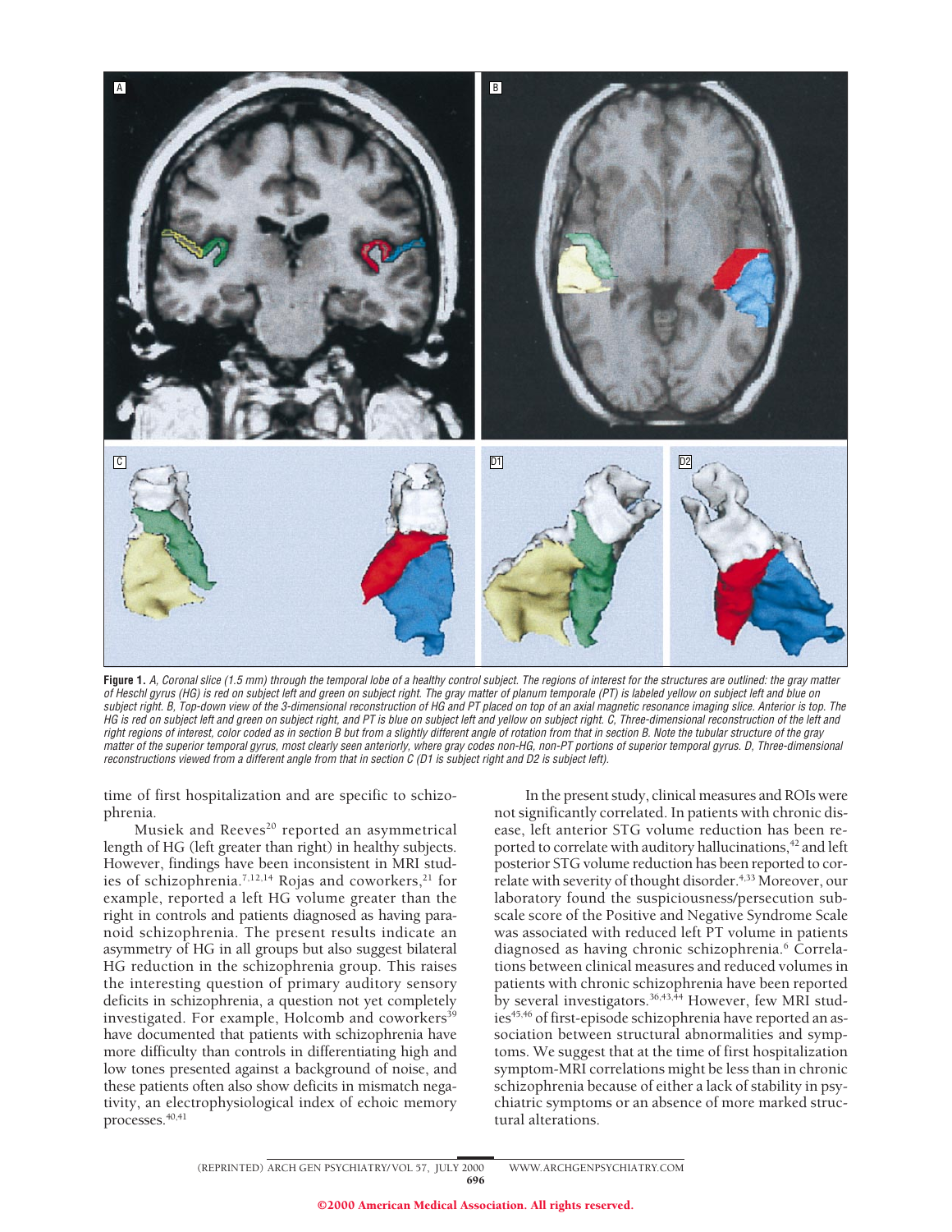**Figure 1.** *A, Coronal slice (1.5 mm) through the temporal lobe of a healthy control subject. The regions of interest for the structures are outlined: the gray matter of Heschl gyrus (HG) is red on subject left and green on subject right. The gray matter of planum temporale (PT) is labeled yellow on subject left and blue on subject right. B, Top-down view of the 3-dimensional reconstruction of HG and PT placed on top of an axial magnetic resonance imaging slice. Anterior is top. The HG is red on subject left and green on subject right, and PT is blue on subject left and yellow on subject right. C, Three-dimensional reconstruction of the left and right regions of interest, color coded as in section B but from a slightly different angle of rotation from that in section B. Note the tubular structure of the gray matter of the superior temporal gyrus, most clearly seen anteriorly, where gray codes non-HG, non-PT portions of superior temporal gyrus. D, Three-dimensional reconstructions viewed from a different angle from that in section C (D1 is subject right and D2 is subject left).*

time of first hospitalization and are specific to schizophrenia.

Musiek and Reeves[20] reported an asymmetrical length of HG (left greater than right) in healthy subjects. However, findings have been inconsistent in MRI studies of schizophrenia.[7,12,14] Rojas and coworkers,[21] for example, reported a left HG volume greater than the right in controls and patients diagnosed as having paranoid schizophrenia. The present results indicate an asymmetry of HG in all groups but also suggest bilateral HG reduction in the schizophrenia group. This raises the interesting question of primary auditory sensory deficits in schizophrenia, a question not yet completely investigated. For example, Holcomb and coworkers[39] have documented that patients with schizophrenia have more difficulty than controls in differentiating high and low tones presented against a background of noise, and these patients often also show deficits in mismatch negativity, an electrophysiological index of echoic memory processes.[40,41]

In the present study, clinical measures and ROIs were not significantly correlated. In patients with chronic disease, left anterior STG volume reduction has been reported to correlate with auditory hallucinations,[42] and left posterior STG volume reduction has been reported to correlate with severity of thought disorder.[4,33] Moreover, our laboratory found the suspiciousness/persecution subscale score of the Positive and Negative Syndrome Scale was associated with reduced left PT volume in patients diagnosed as having chronic schizophrenia.[6] Correlations between clinical measures and reduced volumes in patients with chronic schizophrenia have been reported by several investigators.[36,43,44] However, few MRI studies[45,46] of first-episode schizophrenia have reported an association between structural abnormalities and symptoms. We suggest that at the time of first hospitalization symptom-MRI correlations might be less than in chronic schizophrenia because of either a lack of stability in psychiatric symptoms or an absence of more marked structural alterations.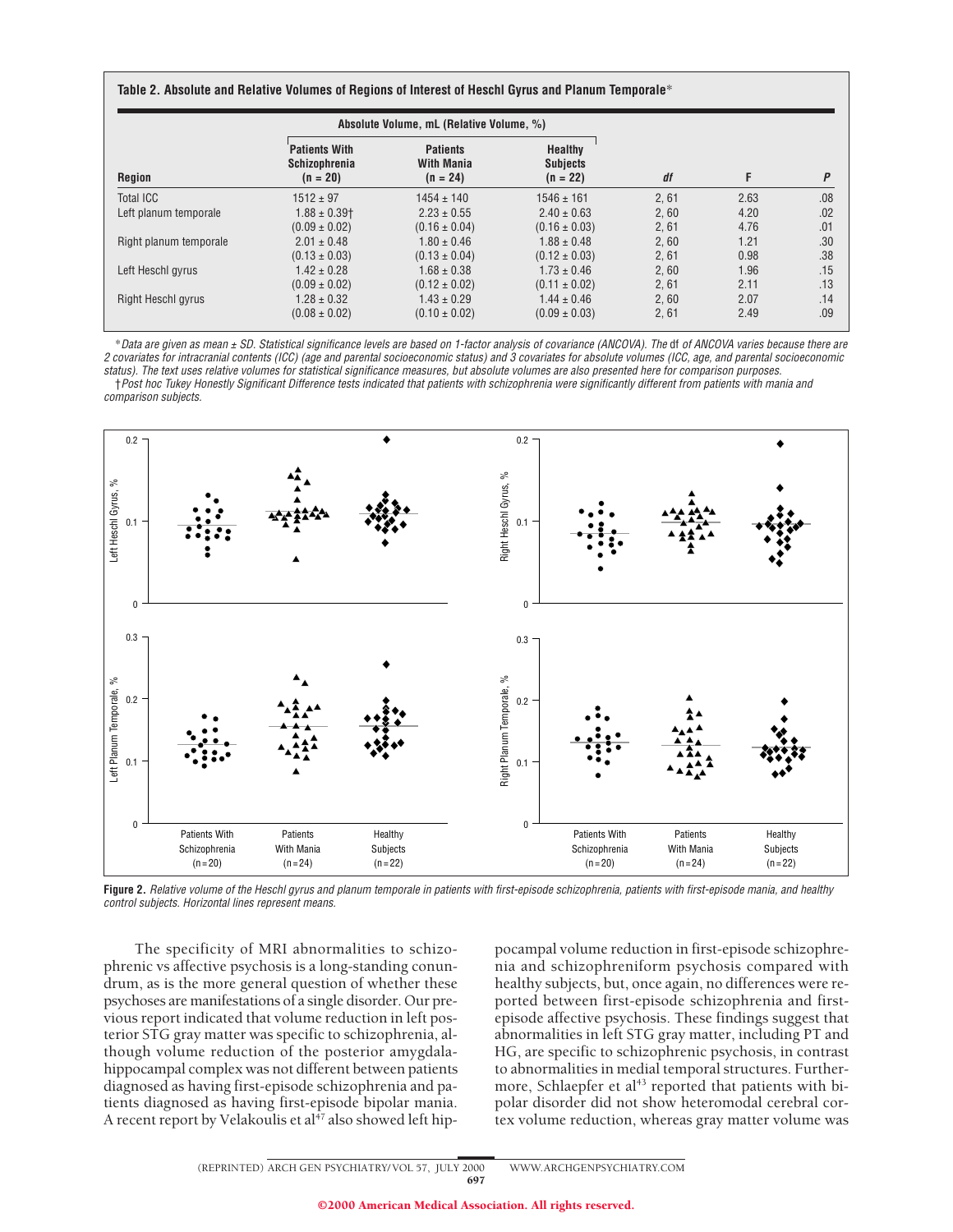**Table 2. Absolute and Relative Volumes of Regions of Interest of Heschl Gyrus and Planum Temporale***

| Region | Absolute Volume, mL (Relative Volume, %) | | | | | |
|---|---|---|---|---|---|---|
| | Patients With Schizophrenia (n = 20) | Patients With Mania (n = 24) | Healthy Subjects (n = 22) | *df* | F | *P* |
| Total ICC | 1512 ± 97 | 1454 ± 140 | 1546 ± 161 | 2, 61 | 2.63 | .08 |
| Left planum temporale | 1.88 ± 0.39† | 2.23 ± 0.55 | 2.40 ± 0.63 | 2, 60 | 4.20 | .02 |
| | (0.09 ± 0.02) | (0.16 ± 0.04) | (0.16 ± 0.03) | 2, 61 | 4.76 | .01 |
| Right planum temporale | 2.01 ± 0.48 | 1.80 ± 0.46 | 1.88 ± 0.48 | 2, 60 | 1.21 | .30 |
| | (0.13 ± 0.03) | (0.13 ± 0.04) | (0.12 ± 0.03) | 2, 61 | 0.98 | .38 |
| Left Heschl gyrus | 1.42 ± 0.28 | 1.68 ± 0.38 | 1.73 ± 0.46 | 2, 60 | 1.96 | .15 |
| | (0.09 ± 0.02) | (0.12 ± 0.02) | (0.11 ± 0.02) | 2, 61 | 2.11 | .13 |
| Right Heschl gyrus | 1.28 ± 0.32 | 1.43 ± 0.29 | 1.44 ± 0.46 | 2, 60 | 2.07 | .14 |
| | (0.08 ± 0.02) | (0.10 ± 0.02) | (0.09 ± 0.03) | 2, 61 | 2.49 | .09 |

**Data are given as mean ± SD. Statistical significance levels are based on 1-factor analysis of covariance (ANCOVA). The* df *of ANCOVA varies because there are 2 covariates for intracranial contents (ICC) (age and parental socioeconomic status) and 3 covariates for absolute volumes (ICC, age, and parental socioeconomic status). The text uses relative volumes for statistical significance measures, but absolute volumes are also presented here for comparison purposes.*

*†Post hoc Tukey Honestly Significant Difference tests indicated that patients with schizophrenia were significantly different from patients with mania and comparison subjects.*

**Figure 2.** *Relative volume of the Heschl gyrus and planum temporale in patients with first-episode schizophrenia, patients with first-episode mania, and healthy control subjects. Horizontal lines represent means.*

The specificity of MRI abnormalities to schizophrenic vs affective psychosis is a long-standing conundrum, as is the more general question of whether these psychoses are manifestations of a single disorder. Our previous report indicated that volume reduction in left posterior STG gray matter was specific to schizophrenia, although volume reduction of the posterior amygdala-hippocampal complex was not different between patients diagnosed as having first-episode schizophrenia and patients diagnosed as having first-episode bipolar mania. A recent report by Velakoulis et al[47] also showed left hippocampal volume reduction in first-episode schizophrenia and schizophreniform psychosis compared with healthy subjects, but, once again, no differences were reported between first-episode schizophrenia and first-episode affective psychosis. These findings suggest that abnormalities in left STG gray matter, including PT and HG, are specific to schizophrenic psychosis, in contrast to abnormalities in medial temporal structures. Furthermore, Schlaepfer et al[43] reported that patients with bipolar disorder did not show heteromodal cerebral cortex volume reduction, whereas gray matter volume was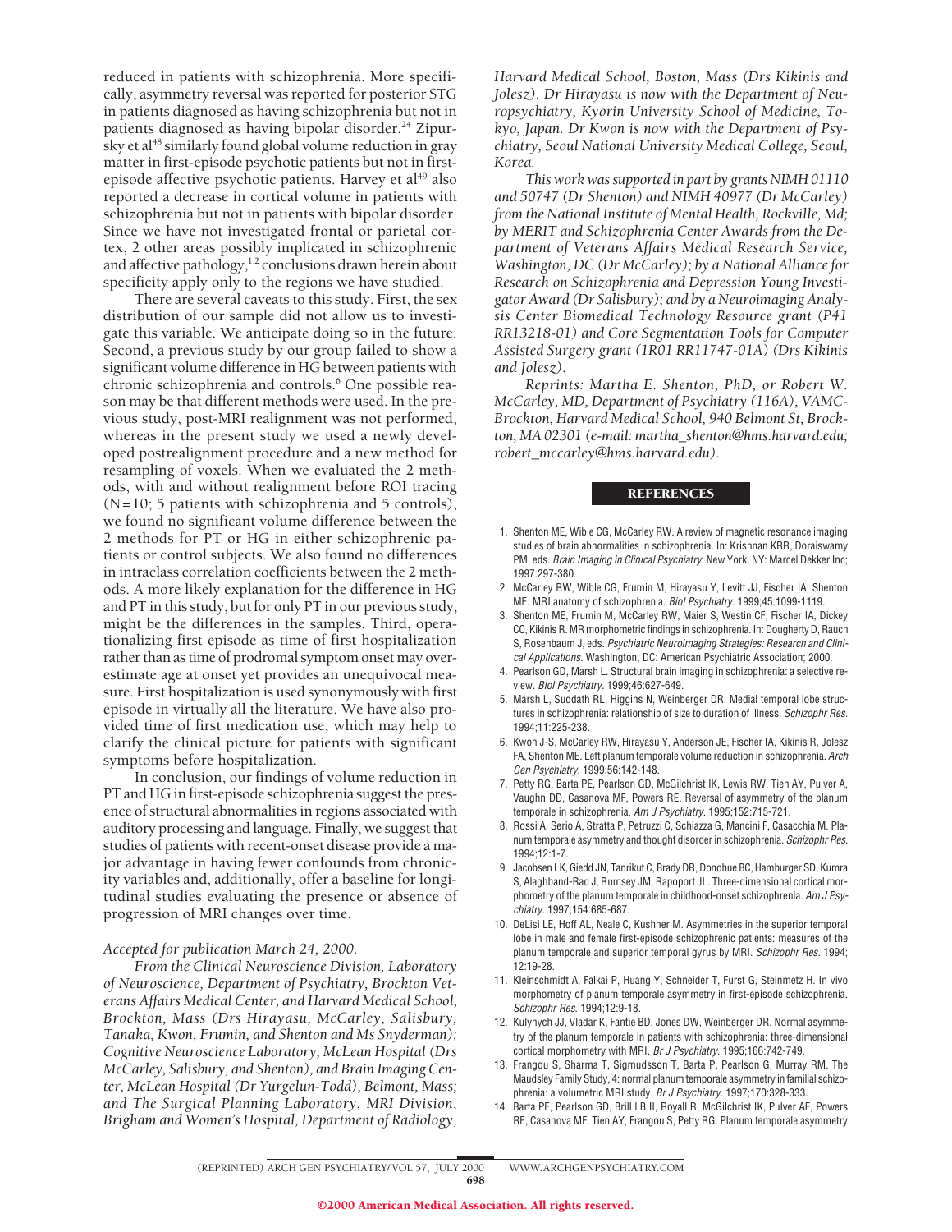reduced in patients with schizophrenia. More specifically, asymmetry reversal was reported for posterior STG in patients diagnosed as having schizophrenia but not in patients diagnosed as having bipolar disorder.[24] Zipursky et al[48] similarly found global volume reduction in gray matter in first-episode psychotic patients but not in first-episode affective psychotic patients. Harvey et al[49] also reported a decrease in cortical volume in patients with schizophrenia but not in patients with bipolar disorder. Since we have not investigated frontal or parietal cortex, 2 other areas possibly implicated in schizophrenic and affective pathology,[1,2] conclusions drawn herein about specificity apply only to the regions we have studied.

There are several caveats to this study. First, the sex distribution of our sample did not allow us to investigate this variable. We anticipate doing so in the future. Second, a previous study by our group failed to show a significant volume difference in HG between patients with chronic schizophrenia and controls.[6] One possible reason may be that different methods were used. In the previous study, post-MRI realignment was not performed, whereas in the present study we used a newly developed postrealignment procedure and a new method for resampling of voxels. When we evaluated the 2 methods, with and without realignment before ROI tracing (N=10; 5 patients with schizophrenia and 5 controls), we found no significant volume difference between the 2 methods for PT or HG in either schizophrenic patients or control subjects. We also found no differences in intraclass correlation coefficients between the 2 methods. A more likely explanation for the difference in HG and PT in this study, but for only PT in our previous study, might be the differences in the samples. Third, operationalizing first episode as time of first hospitalization rather than as time of prodromal symptom onset may overestimate age at onset yet provides an unequivocal measure. First hospitalization is used synonymously with first episode in virtually all the literature. We have also provided time of first medication use, which may help to clarify the clinical picture for patients with significant symptoms before hospitalization.

In conclusion, our findings of volume reduction in PT and HG in first-episode schizophrenia suggest the presence of structural abnormalities in regions associated with auditory processing and language. Finally, we suggest that studies of patients with recent-onset disease provide a major advantage in having fewer confounds from chronicity variables and, additionally, offer a baseline for longitudinal studies evaluating the presence or absence of progression of MRI changes over time.

*Accepted for publication March 24, 2000.*

*From the Clinical Neuroscience Division, Laboratory of Neuroscience, Department of Psychiatry, Brockton Veterans Affairs Medical Center, and Harvard Medical School, Brockton, Mass (Drs Hirayasu, McCarley, Salisbury, Tanaka, Kwon, Frumin, and Shenton and Ms Snyderman); Cognitive Neuroscience Laboratory, McLean Hospital (Drs McCarley, Salisbury, and Shenton), and Brain Imaging Center, McLean Hospital (Dr Yurgelun-Todd), Belmont, Mass; and The Surgical Planning Laboratory, MRI Division, Brigham and Women's Hospital, Department of Radiology, Harvard Medical School, Boston, Mass (Drs Kikinis and Jolesz). Dr Hirayasu is now with the Department of Neuropsychiatry, Kyorin University School of Medicine, Tokyo, Japan. Dr Kwon is now with the Department of Psychiatry, Seoul National University Medical College, Seoul, Korea.*

*This work was supported in part by grants NIMH 01110 and 50747 (Dr Shenton) and NIMH 40977 (Dr McCarley) from the National Institute of Mental Health, Rockville, Md; by MERIT and Schizophrenia Center Awards from the Department of Veterans Affairs Medical Research Service, Washington, DC (Dr McCarley); by a National Alliance for Research on Schizophrenia and Depression Young Investigator Award (Dr Salisbury); and by a Neuroimaging Analysis Center Biomedical Technology Resource grant (P41 RR13218-01) and Core Segmentation Tools for Computer Assisted Surgery grant (1R01 RR11747-01A) (Drs Kikinis and Jolesz).*

*Reprints: Martha E. Shenton, PhD, or Robert W. McCarley, MD, Department of Psychiatry (116A), VAMC-Brockton, Harvard Medical School, 940 Belmont St, Brockton, MA 02301 (e-mail: martha_shenton@hms.harvard.edu; robert_mccarley@hms.harvard.edu).*

## REFERENCES

1. Shenton ME, Wible CG, McCarley RW. A review of magnetic resonance imaging studies of brain abnormalities in schizophrenia. In: Krishnan KRR, Doraiswamy PM, eds. *Brain Imaging in Clinical Psychiatry.* New York, NY: Marcel Dekker Inc; 1997:297-380.
2. McCarley RW, Wible CG, Frumin M, Hirayasu Y, Levitt JJ, Fischer IA, Shenton ME. MRI anatomy of schizophrenia. *Biol Psychiatry.* 1999;45:1099-1119.
3. Shenton ME, Frumin M, McCarley RW, Maier S, Westin CF, Fischer IA, Dickey CC, Kikinis R. MR morphometric findings in schizophrenia. In: Dougherty D, Rauch S, Rosenbaum J, eds. *Psychiatric Neuroimaging Strategies: Research and Clinical Applications.* Washington, DC: American Psychiatric Association; 2000.
4. Pearlson GD, Marsh L. Structural brain imaging in schizophrenia: a selective review. *Biol Psychiatry.* 1999;46:627-649.
5. Marsh L, Suddath RL, Higgins N, Weinberger DR. Medial temporal lobe structures in schizophrenia: relationship of size to duration of illness. *Schizophr Res.* 1994;11:225-238.
6. Kwon J-S, McCarley RW, Hirayasu Y, Anderson JE, Fischer IA, Kikinis R, Jolesz FA, Shenton ME. Left planum temporale volume reduction in schizophrenia. *Arch Gen Psychiatry.* 1999;56:142-148.
7. Petty RG, Barta PE, Pearlson GD, McGilchrist IK, Lewis RW, Tien AY, Pulver A, Vaughn DD, Casanova MF, Powers RE. Reversal of asymmetry of the planum temporale in schizophrenia. *Am J Psychiatry.* 1995;152:715-721.
8. Rossi A, Serio A, Stratta P, Petruzzi C, Schiazza G, Mancini F, Casacchia M. Planum temporale asymmetry and thought disorder in schizophrenia. *Schizophr Res.* 1994;12:1-7.
9. Jacobsen LK, Giedd JN, Tanrikut C, Brady DR, Donohue BC, Hamburger SD, Kumra S, Alaghband-Rad J, Rumsey JM, Rapoport JL. Three-dimensional cortical morphometry of the planum temporale in childhood-onset schizophrenia. *Am J Psychiatry.* 1997;154:685-687.
10. DeLisi LE, Hoff AL, Neale C, Kushner M. Asymmetries in the superior temporal lobe in male and female first-episode schizophrenic patients: measures of the planum temporale and superior temporal gyrus by MRI. *Schizophr Res.* 1994;12:19-28.
11. Kleinschmidt A, Falkai P, Huang Y, Schneider T, Furst G, Steinmetz H. In vivo morphometry of planum temporale asymmetry in first-episode schizophrenia. *Schizophr Res.* 1994;12:9-18.
12. Kulynych JJ, Vladar K, Fantie BD, Jones DW, Weinberger DR. Normal asymmetry of the planum temporale in patients with schizophrenia: three-dimensional cortical morphometry with MRI. *Br J Psychiatry.* 1995;166:742-749.
13. Frangou S, Sharma T, Sigmudsson T, Barta P, Pearlson G, Murray RM. The Maudsley Family Study, 4: normal planum temporale asymmetry in familial schizophrenia: a volumetric MRI study. *Br J Psychiatry.* 1997;170:328-333.
14. Barta PE, Pearlson GD, Brill LB II, Royall R, McGilchrist IK, Pulver AE, Powers RE, Casanova MF, Tien AY, Frangou S, Petty RG. Planum temporale asymmetry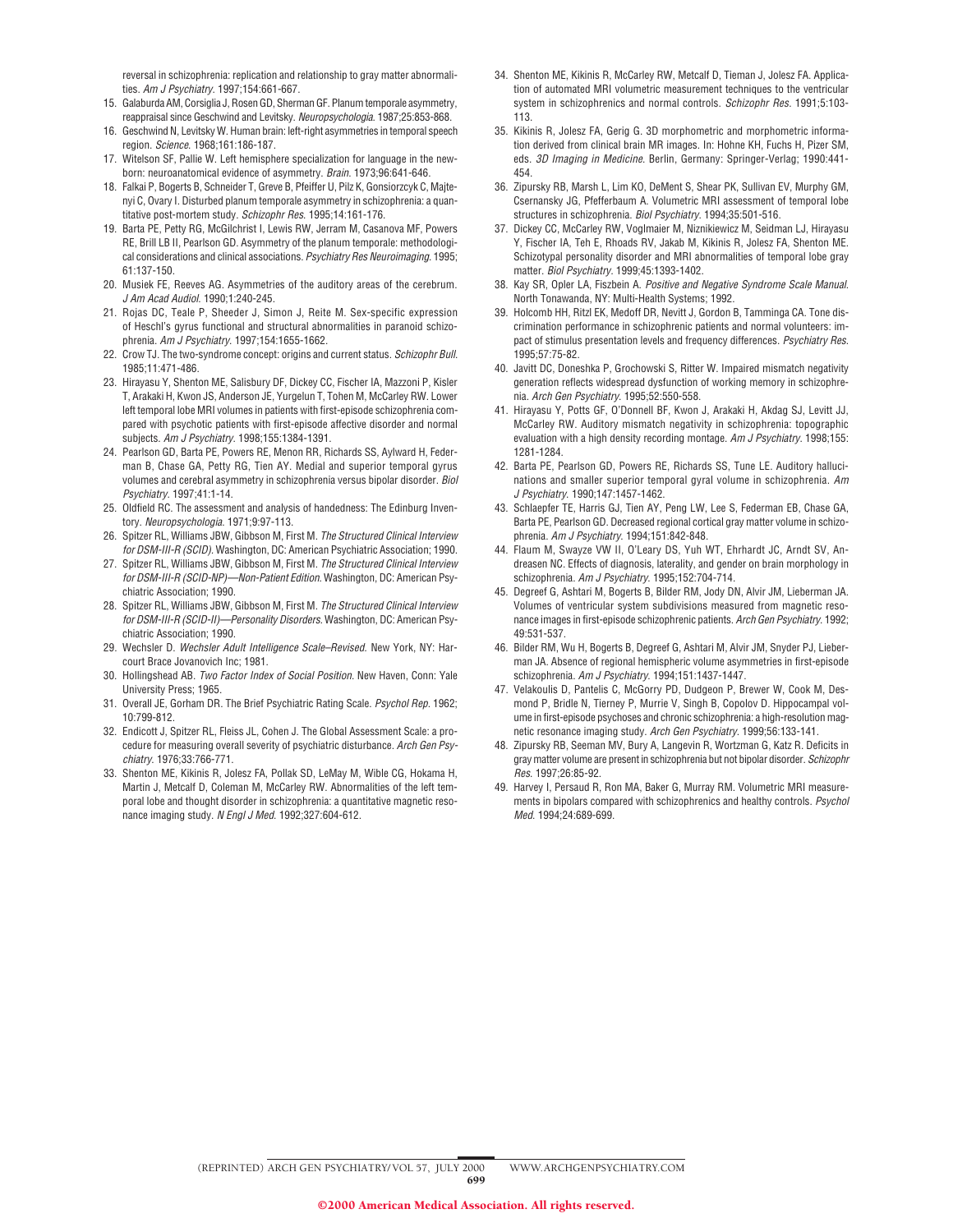reversal in schizophrenia: replication and relationship to gray matter abnormalities. *Am J Psychiatry*. 1997;154:661-667.

15. Galaburda AM, Corsiglia J, Rosen GD, Sherman GF. Planum temporale asymmetry, reappraisal since Geschwind and Levitsky. *Neuropsychologia*. 1987;25:853-868.
16. Geschwind N, Levitsky W. Human brain: left-right asymmetries in temporal speech region. *Science*. 1968;161:186-187.
17. Witelson SF, Pallie W. Left hemisphere specialization for language in the newborn: neuroanatomical evidence of asymmetry. *Brain*. 1973;96:641-646.
18. Falkai P, Bogerts B, Schneider T, Greve B, Pfeiffer U, Pilz K, Gonsiorzcyk C, Majtenyi C, Ovary I. Disturbed planum temporale asymmetry in schizophrenia: a quantitative post-mortem study. *Schizophr Res*. 1995;14:161-176.
19. Barta PE, Petty RG, McGilchrist I, Lewis RW, Jerram M, Casanova MF, Powers RE, Brill LB II, Pearlson GD. Asymmetry of the planum temporale: methodological considerations and clinical associations. *Psychiatry Res Neuroimaging*. 1995; 61:137-150.
20. Musiek FE, Reeves AG. Asymmetries of the auditory areas of the cerebrum. *J Am Acad Audiol*. 1990;1:240-245.
21. Rojas DC, Teale P, Sheeder J, Simon J, Reite M. Sex-specific expression of Heschl's gyrus functional and structural abnormalities in paranoid schizophrenia. *Am J Psychiatry*. 1997;154:1655-1662.
22. Crow TJ. The two-syndrome concept: origins and current status. *Schizophr Bull*. 1985;11:471-486.
23. Hirayasu Y, Shenton ME, Salisbury DF, Dickey CC, Fischer IA, Mazzoni P, Kisler T, Arakaki H, Kwon JS, Anderson JE, Yurgelun T, Tohen M, McCarley RW. Lower left temporal lobe MRI volumes in patients with first-episode schizophrenia compared with psychotic patients with first-episode affective disorder and normal subjects. *Am J Psychiatry*. 1998;155:1384-1391.
24. Pearlson GD, Barta PE, Powers RE, Menon RR, Richards SS, Aylward H, Federman B, Chase GA, Petty RG, Tien AY. Medial and superior temporal gyrus volumes and cerebral asymmetry in schizophrenia versus bipolar disorder. *Biol Psychiatry*. 1997;41:1-14.
25. Oldfield RC. The assessment and analysis of handedness: The Edinburg Inventory. *Neuropsychologia*. 1971;9:97-113.
26. Spitzer RL, Williams JBW, Gibbson M, First M. *The Structured Clinical Interview for DSM-III-R (SCID)*. Washington, DC: American Psychiatric Association; 1990.
27. Spitzer RL, Williams JBW, Gibbson M, First M. *The Structured Clinical Interview for DSM-III-R (SCID-NP)—Non-Patient Edition*. Washington, DC: American Psychiatric Association; 1990.
28. Spitzer RL, Williams JBW, Gibbson M, First M. *The Structured Clinical Interview for DSM-III-R (SCID-II)—Personality Disorders*. Washington, DC: American Psychiatric Association; 1990.
29. Wechsler D. *Wechsler Adult Intelligence Scale–Revised*. New York, NY: Harcourt Brace Jovanovich Inc; 1981.
30. Hollingshead AB. *Two Factor Index of Social Position*. New Haven, Conn: Yale University Press; 1965.
31. Overall JE, Gorham DR. The Brief Psychiatric Rating Scale. *Psychol Rep*. 1962; 10:799-812.
32. Endicott J, Spitzer RL, Fleiss JL, Cohen J. The Global Assessment Scale: a procedure for measuring overall severity of psychiatric disturbance. *Arch Gen Psychiatry*. 1976;33:766-771.
33. Shenton ME, Kikinis R, Jolesz FA, Pollak SD, LeMay M, Wible CG, Hokama H, Martin J, Metcalf D, Coleman M, McCarley RW. Abnormalities of the left temporal lobe and thought disorder in schizophrenia: a quantitative magnetic resonance imaging study. *N Engl J Med*. 1992;327:604-612.
34. Shenton ME, Kikinis R, McCarley RW, Metcalf D, Tieman J, Jolesz FA. Application of automated MRI volumetric measurement techniques to the ventricular system in schizophrenics and normal controls. *Schizophr Res*. 1991;5:103-113.
35. Kikinis R, Jolesz FA, Gerig G. 3D morphometric and morphometric information derived from clinical brain MR images. In: Hohne KH, Fuchs H, Pizer SM, eds. *3D Imaging in Medicine*. Berlin, Germany: Springer-Verlag; 1990:441-454.
36. Zipursky RB, Marsh L, Lim KO, DeMent S, Shear PK, Sullivan EV, Murphy GM, Csernansky JG, Pfefferbaum A. Volumetric MRI assessment of temporal lobe structures in schizophrenia. *Biol Psychiatry*. 1994;35:501-516.
37. Dickey CC, McCarley RW, Voglmaier M, Niznikiewicz M, Seidman LJ, Hirayasu Y, Fischer IA, Teh E, Rhoads RV, Jakab M, Kikinis R, Jolesz FA, Shenton ME. Schizotypal personality disorder and MRI abnormalities of temporal lobe gray matter. *Biol Psychiatry*. 1999;45:1393-1402.
38. Kay SR, Opler LA, Fiszbein A. *Positive and Negative Syndrome Scale Manual*. North Tonawanda, NY: Multi-Health Systems; 1992.
39. Holcomb HH, Ritzl EK, Medoff DR, Nevitt J, Gordon B, Tamminga CA. Tone discrimination performance in schizophrenic patients and normal volunteers: impact of stimulus presentation levels and frequency differences. *Psychiatry Res*. 1995;57:75-82.
40. Javitt DC, Doneshka P, Grochowski S, Ritter W. Impaired mismatch negativity generation reflects widespread dysfunction of working memory in schizophrenia. *Arch Gen Psychiatry*. 1995;52:550-558.
41. Hirayasu Y, Potts GF, O'Donnell BF, Kwon J, Arakaki H, Akdag SJ, Levitt JJ, McCarley RW. Auditory mismatch negativity in schizophrenia: topographic evaluation with a high density recording montage. *Am J Psychiatry*. 1998;155: 1281-1284.
42. Barta PE, Pearlson GD, Powers RE, Richards SS, Tune LE. Auditory hallucinations and smaller superior temporal gyral volume in schizophrenia. *Am J Psychiatry*. 1990;147:1457-1462.
43. Schlaepfer TE, Harris GJ, Tien AY, Peng LW, Lee S, Federman EB, Chase GA, Barta PE, Pearlson GD. Decreased regional cortical gray matter volume in schizophrenia. *Am J Psychiatry*. 1994;151:842-848.
44. Flaum M, Swayze VW II, O'Leary DS, Yuh WT, Ehrhardt JC, Arndt SV, Andreasen NC. Effects of diagnosis, laterality, and gender on brain morphology in schizophrenia. *Am J Psychiatry*. 1995;152:704-714.
45. Degreef G, Ashtari M, Bogerts B, Bilder RM, Jody DN, Alvir JM, Lieberman JA. Volumes of ventricular system subdivisions measured from magnetic resonance images in first-episode schizophrenic patients. *Arch Gen Psychiatry*. 1992; 49:531-537.
46. Bilder RM, Wu H, Bogerts B, Degreef G, Ashtari M, Alvir JM, Snyder PJ, Lieberman JA. Absence of regional hemispheric volume asymmetries in first-episode schizophrenia. *Am J Psychiatry*. 1994;151:1437-1447.
47. Velakoulis D, Pantelis C, McGorry PD, Dudgeon P, Brewer W, Cook M, Desmond P, Bridle N, Tierney P, Murrie V, Singh B, Copolov D. Hippocampal volume in first-episode psychoses and chronic schizophrenia: a high-resolution magnetic resonance imaging study. *Arch Gen Psychiatry*. 1999;56:133-141.
48. Zipursky RB, Seeman MV, Bury A, Langevin R, Wortzman G, Katz R. Deficits in gray matter volume are present in schizophrenia but not bipolar disorder. *Schizophr Res*. 1997;26:85-92.
49. Harvey I, Persaud R, Ron MA, Baker G, Murray RM. Volumetric MRI measurements in bipolars compared with schizophrenics and healthy controls. *Psychol Med*. 1994;24:689-699.